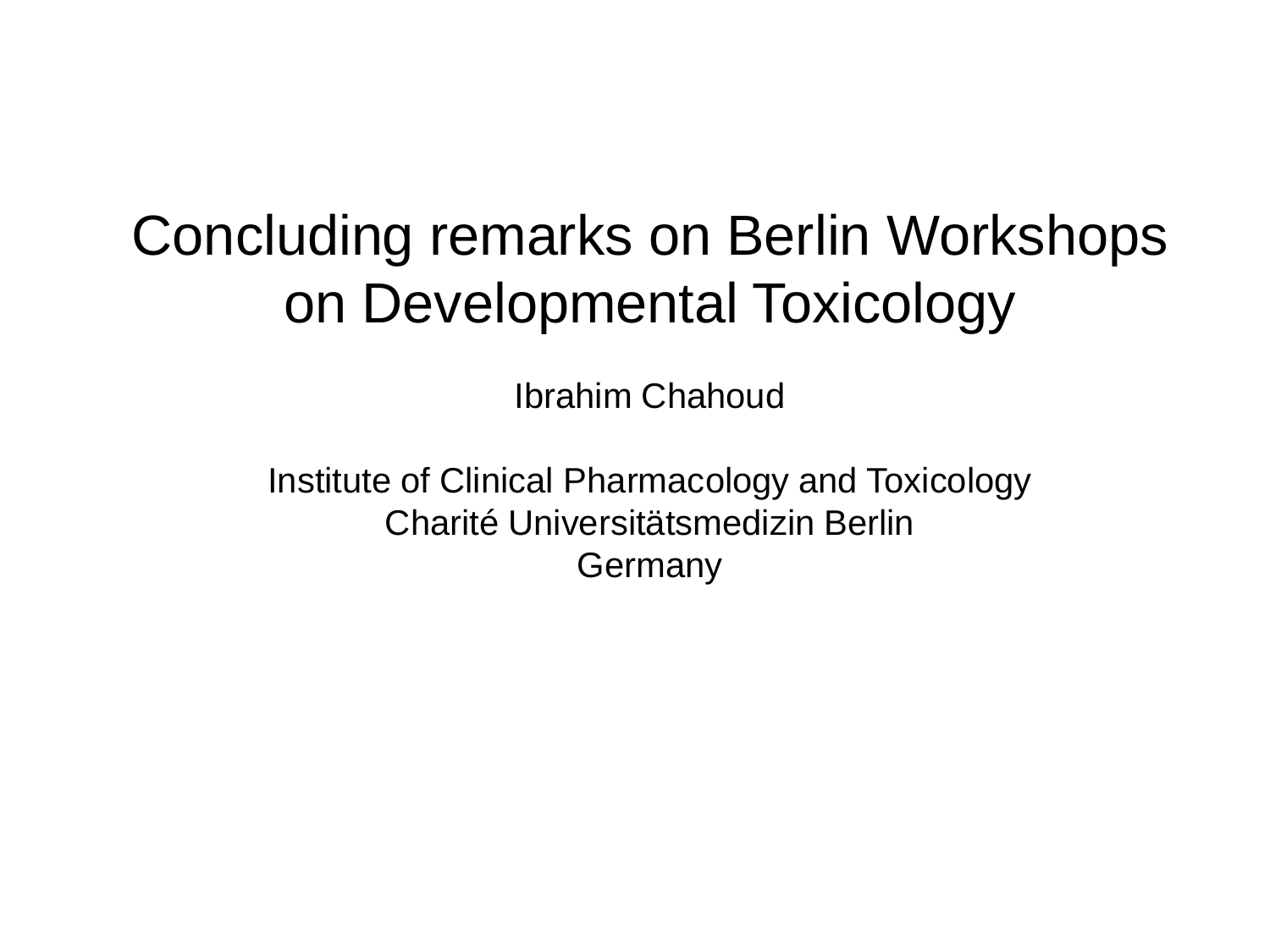# Concluding remarks on Berlin Workshops on Developmental Toxicology

Ibrahim Chahoud

Institute of Clinical Pharmacology and Toxicology
Charité Universitätsmedizin Berlin
Germany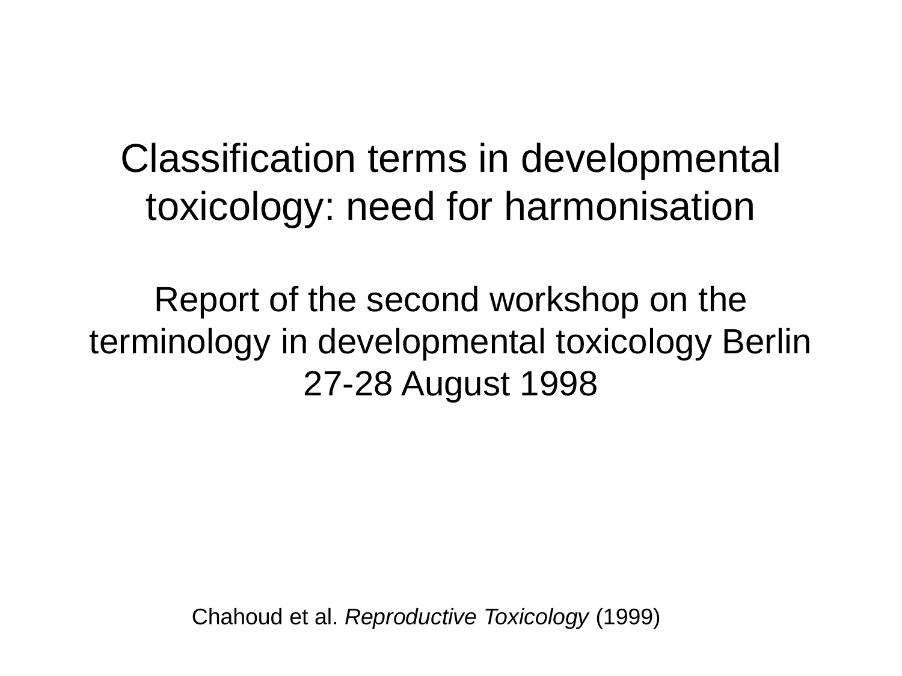# Classification terms in developmental toxicology: need for harmonisation

## Report of the second workshop on the terminology in developmental toxicology Berlin 27-28 August 1998

Chahoud et al. *Reproductive Toxicology* (1999)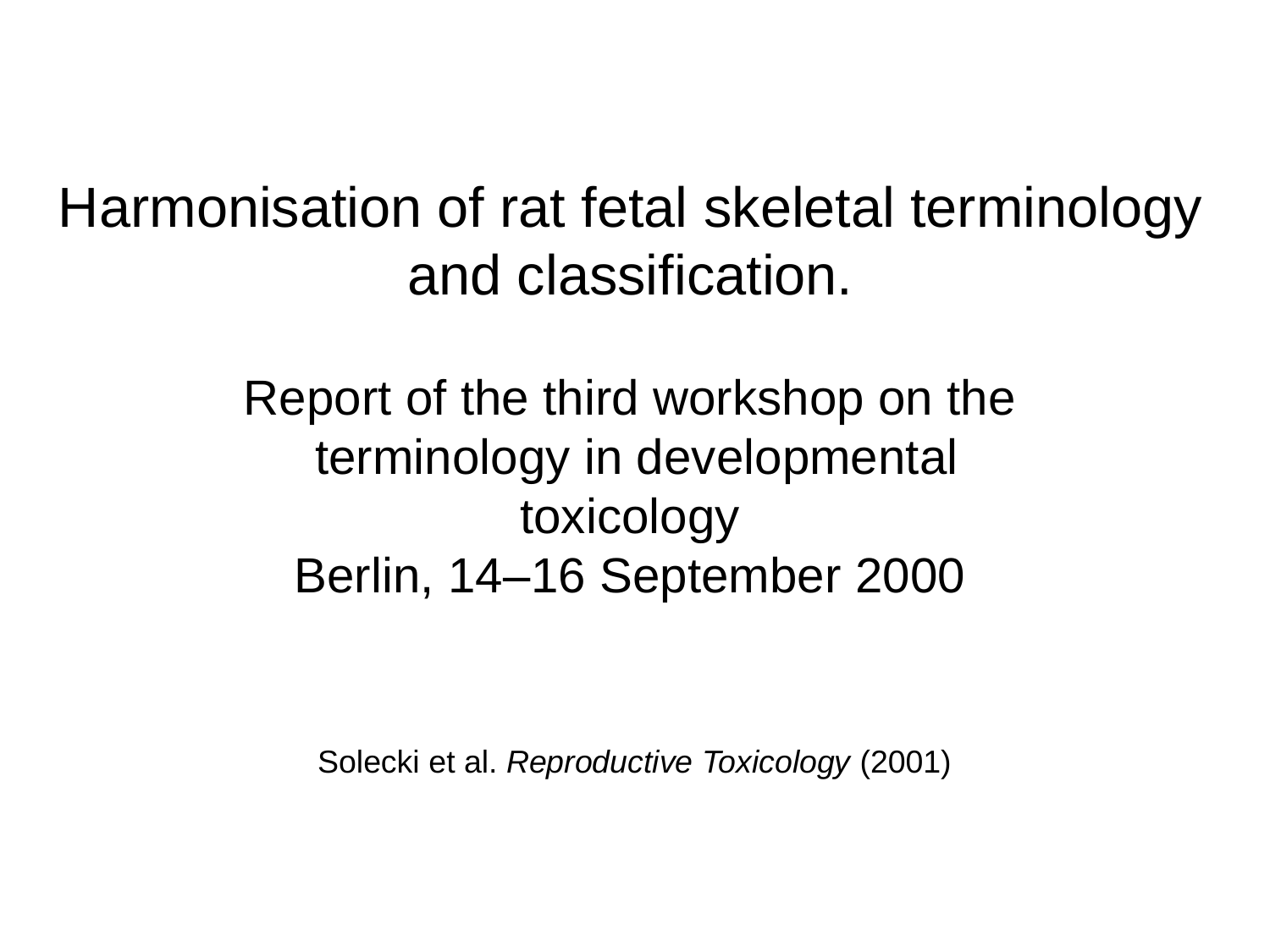# Harmonisation of rat fetal skeletal terminology and classification.

## Report of the third workshop on the terminology in developmental toxicology
## Berlin, 14–16 September 2000

Solecki et al. *Reproductive Toxicology* (2001)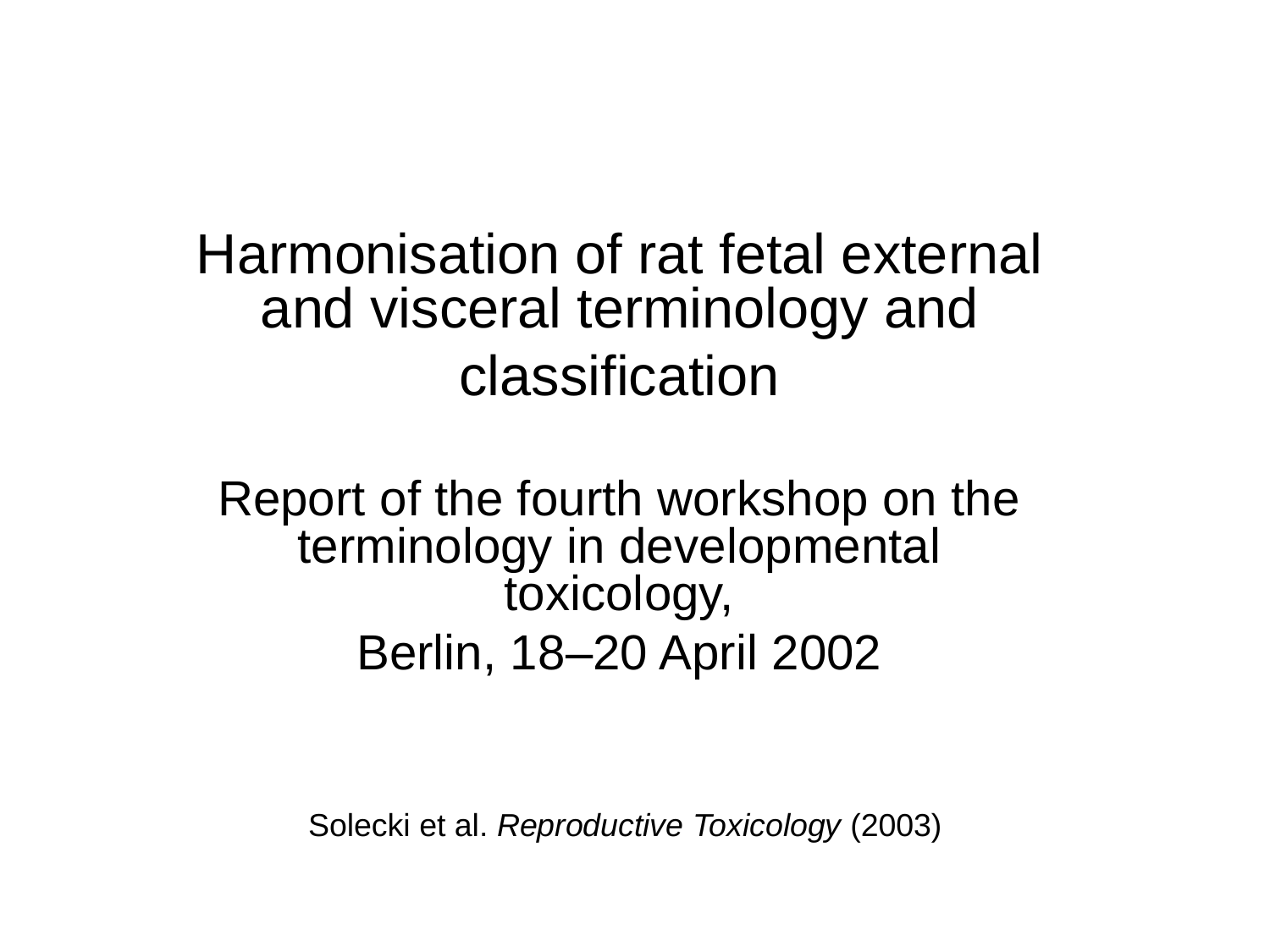# Harmonisation of rat fetal external and visceral terminology and classification

## Report of the fourth workshop on the terminology in developmental toxicology,

## Berlin, 18–20 April 2002

Solecki et al. *Reproductive Toxicology* (2003)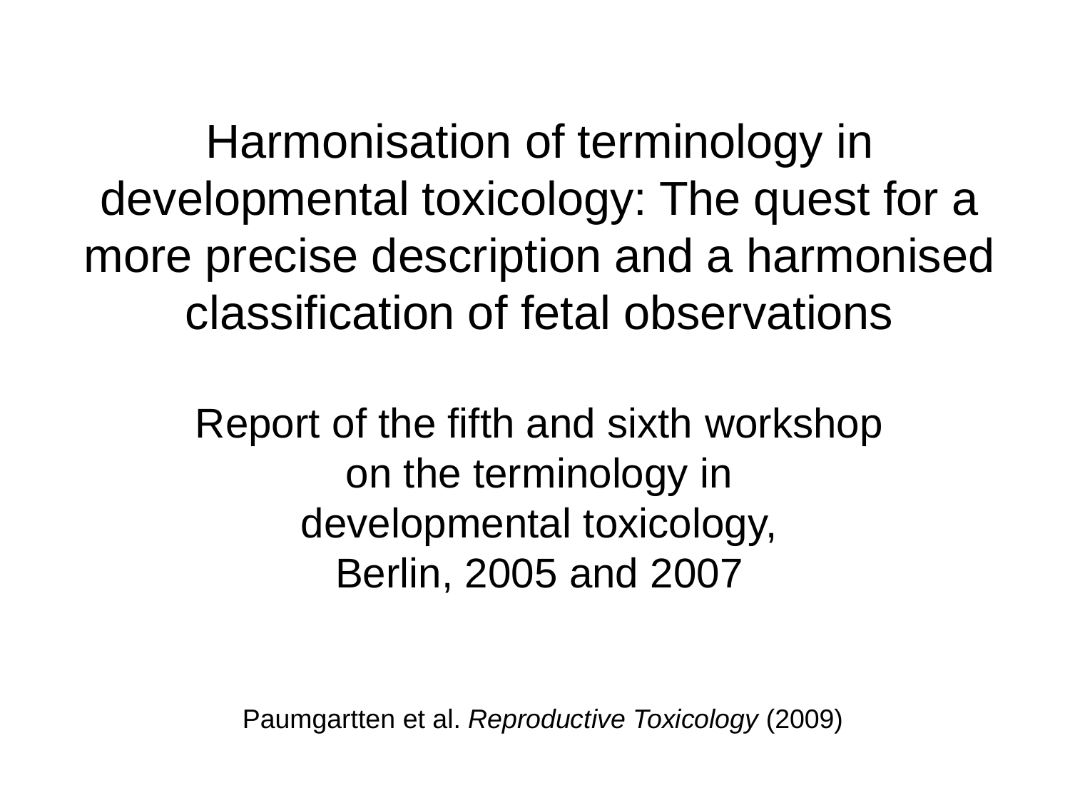# Harmonisation of terminology in developmental toxicology: The quest for a more precise description and a harmonised classification of fetal observations

Report of the fifth and sixth workshop
on the terminology in
developmental toxicology,
Berlin, 2005 and 2007

Paumgartten et al. *Reproductive Toxicology* (2009)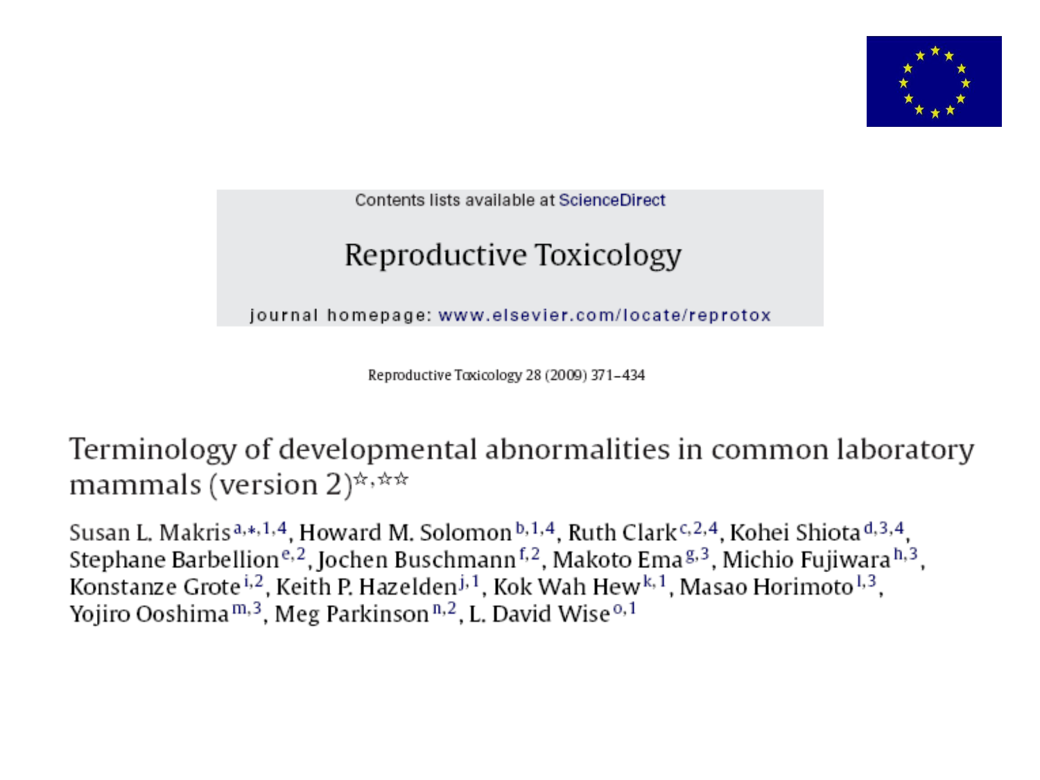Contents lists available at ScienceDirect

# Reproductive Toxicology

journal homepage: www.elsevier.com/locate/reprotox

Reproductive Toxicology 28 (2009) 371–434

## Terminology of developmental abnormalities in common laboratory mammals (version 2)☆,☆☆

Susan L. Makris[a,*,1,4], Howard M. Solomon[b,1,4], Ruth Clark[c,2,4], Kohei Shiota[d,3,4], Stephane Barbellion[e,2], Jochen Buschmann[f,2], Makoto Ema[g,3], Michio Fujiwara[h,3], Konstanze Grote[i,2], Keith P. Hazelden[j,1], Kok Wah Hew[k,1], Masao Horimoto[l,3], Yojiro Ooshima[m,3], Meg Parkinson[n,2], L. David Wise[o,1]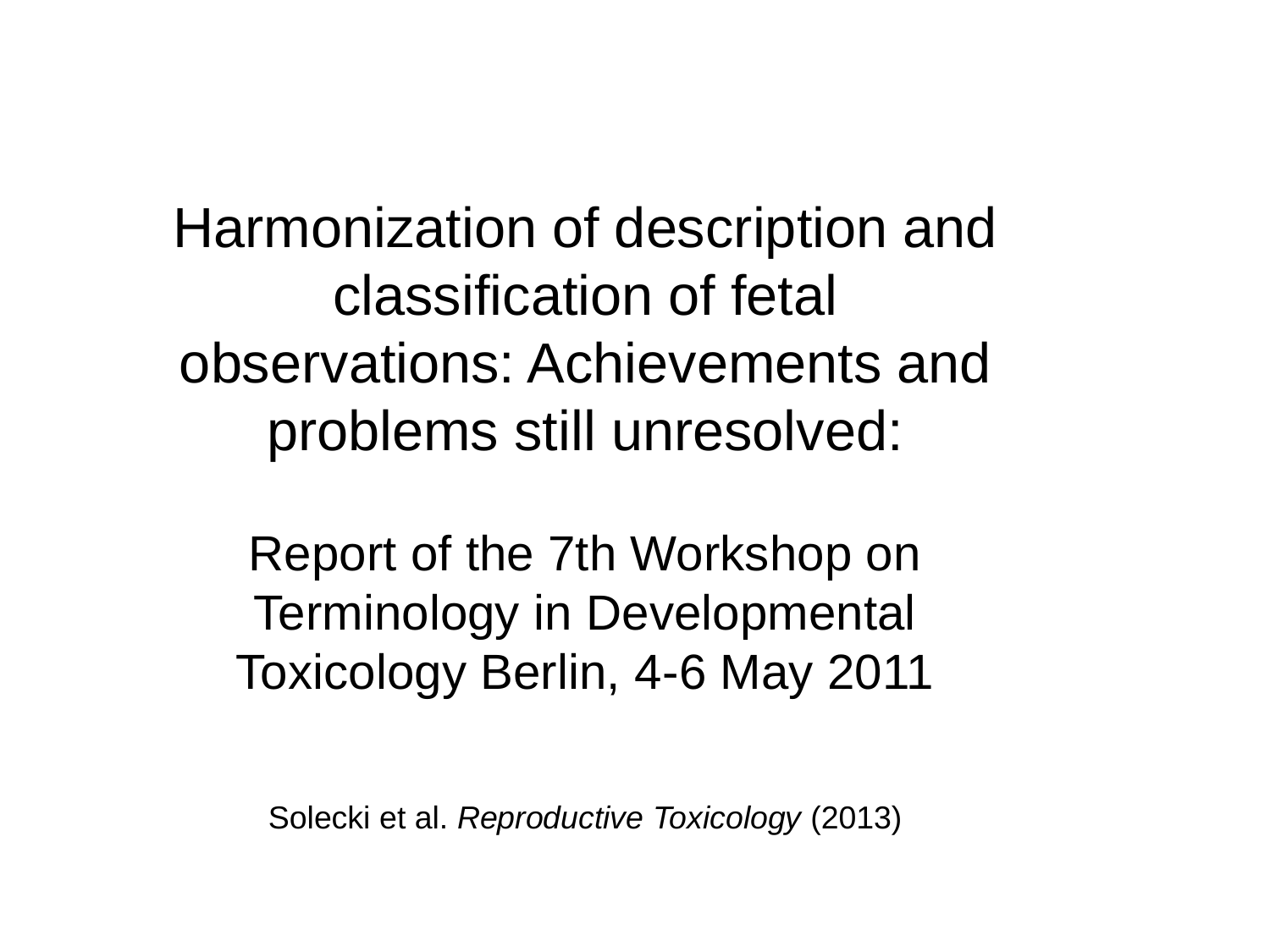# Harmonization of description and classification of fetal observations: Achievements and problems still unresolved:

## Report of the 7th Workshop on Terminology in Developmental Toxicology Berlin, 4-6 May 2011

Solecki et al. *Reproductive Toxicology* (2013)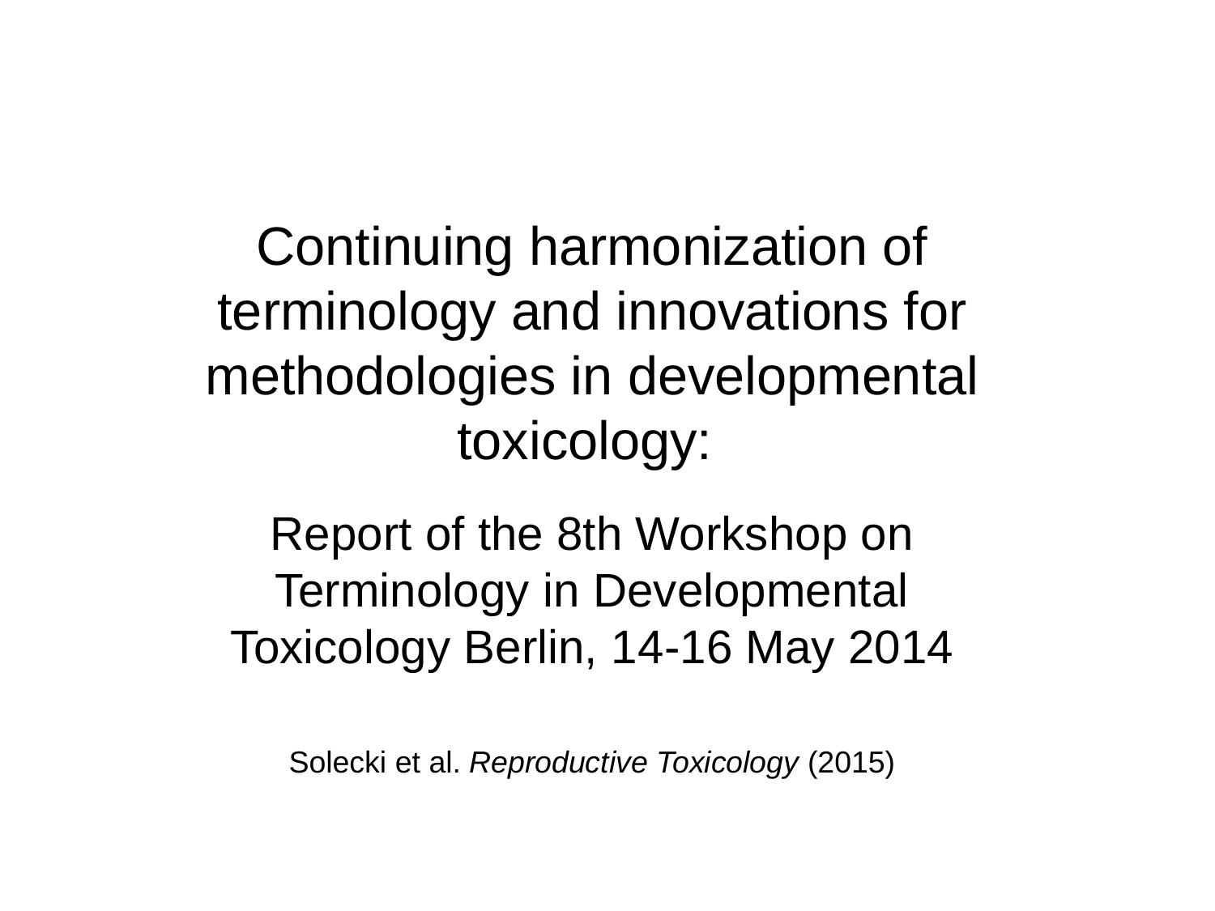# Continuing harmonization of terminology and innovations for methodologies in developmental toxicology:

## Report of the 8th Workshop on Terminology in Developmental Toxicology Berlin, 14-16 May 2014

Solecki et al. *Reproductive Toxicology* (2015)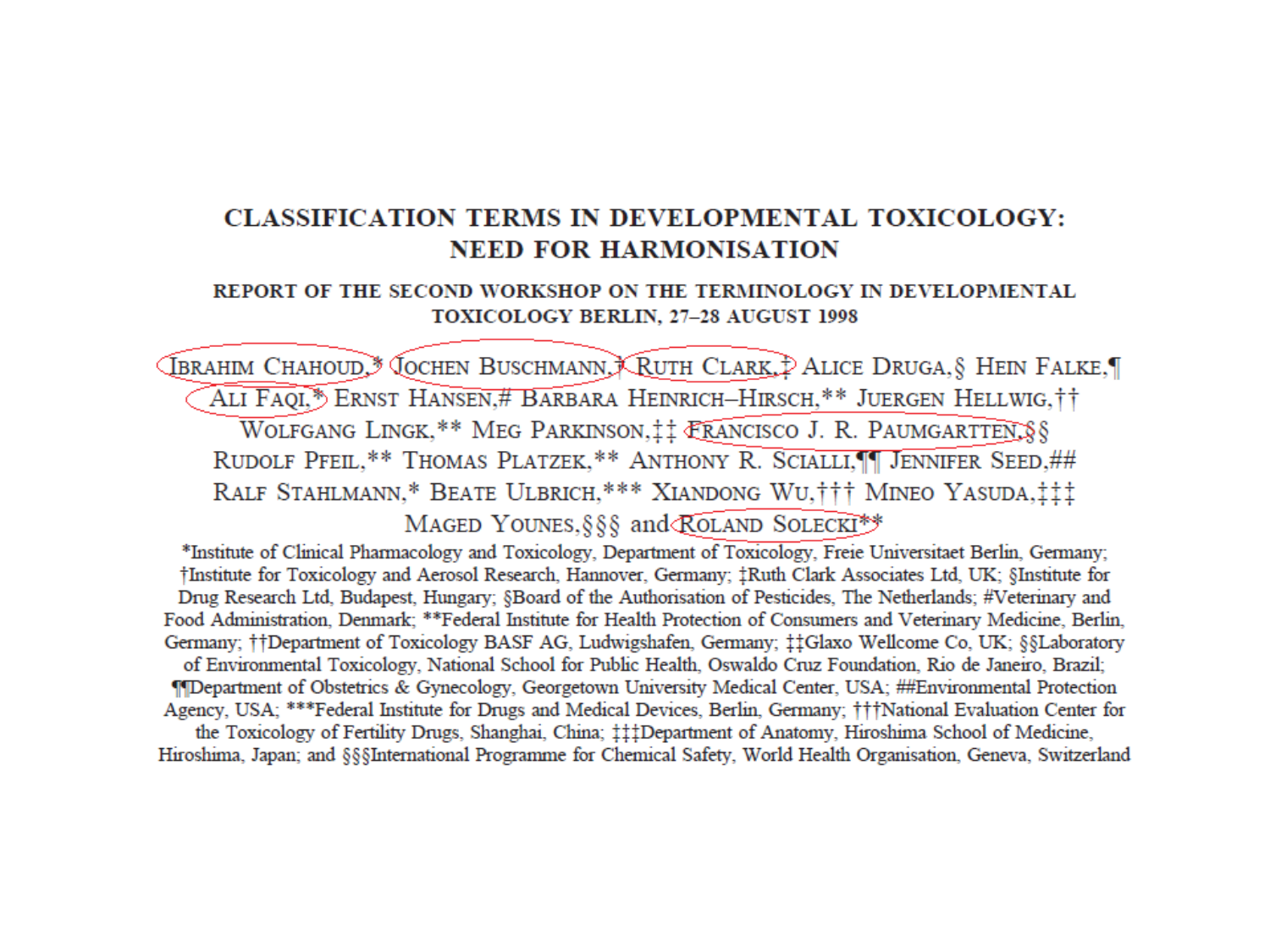# CLASSIFICATION TERMS IN DEVELOPMENTAL TOXICOLOGY: NEED FOR HARMONISATION

## REPORT OF THE SECOND WORKSHOP ON THE TERMINOLOGY IN DEVELOPMENTAL TOXICOLOGY BERLIN, 27–28 AUGUST 1998

IBRAHIM CHAHOUD,* JOCHEN BUSCHMANN,† RUTH CLARK,‡ ALICE DRUGA,§ HEIN FALKE,¶ ALI FAQI,* ERNST HANSEN,# BARBARA HEINRICH–HIRSCH,** JUERGEN HELLWIG,†† WOLFGANG LINGK,** MEG PARKINSON,‡‡ FRANCISCO J. R. PAUMGARTTEN,§§ RUDOLF PFEIL,** THOMAS PLATZEK,** ANTHONY R. SCIALLI,¶¶ JENNIFER SEED,## RALF STAHLMANN,* BEATE ULBRICH,*** XIANDONG WU,††† MINEO YASUDA,‡‡‡ MAGED YOUNES,§§§ and ROLAND SOLECKI**

*Institute of Clinical Pharmacology and Toxicology, Department of Toxicology, Freie Universitaet Berlin, Germany; †Institute for Toxicology and Aerosol Research, Hannover, Germany; ‡Ruth Clark Associates Ltd, UK; §Institute for Drug Research Ltd, Budapest, Hungary; §Board of the Authorisation of Pesticides, The Netherlands; #Veterinary and Food Administration, Denmark; **Federal Institute for Health Protection of Consumers and Veterinary Medicine, Berlin, Germany; ††Department of Toxicology BASF AG, Ludwigshafen, Germany; ‡‡Glaxo Wellcome Co, UK; §§Laboratory of Environmental Toxicology, National School for Public Health, Oswaldo Cruz Foundation, Rio de Janeiro, Brazil; ¶¶Department of Obstetrics & Gynecology, Georgetown University Medical Center, USA; ##Environmental Protection Agency, USA; ***Federal Institute for Drugs and Medical Devices, Berlin, Germany; †††National Evaluation Center for the Toxicology of Fertility Drugs, Shanghai, China; ‡‡‡Department of Anatomy, Hiroshima School of Medicine, Hiroshima, Japan; and §§§International Programme for Chemical Safety, World Health Organisation, Geneva, Switzerland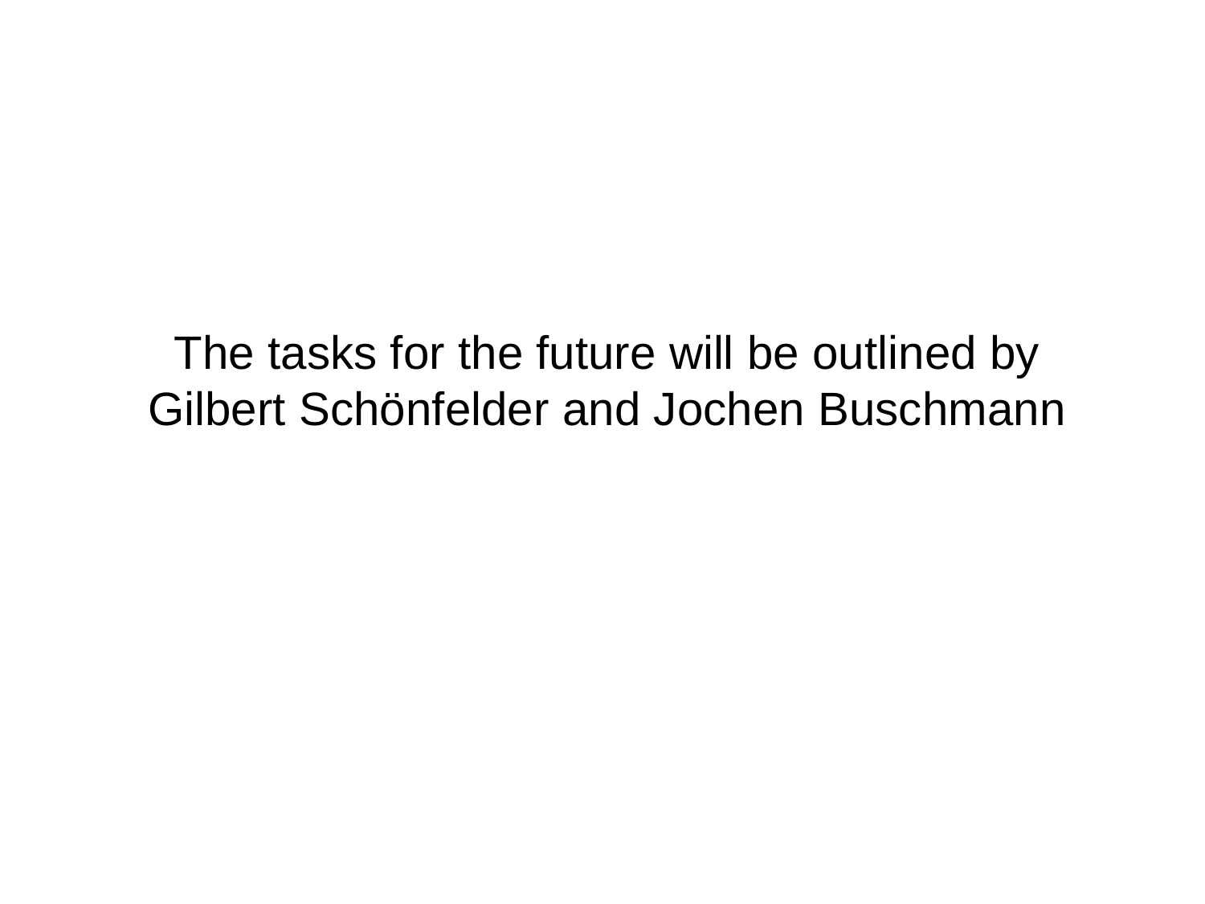The tasks for the future will be outlined by
Gilbert Schönfelder and Jochen Buschmann